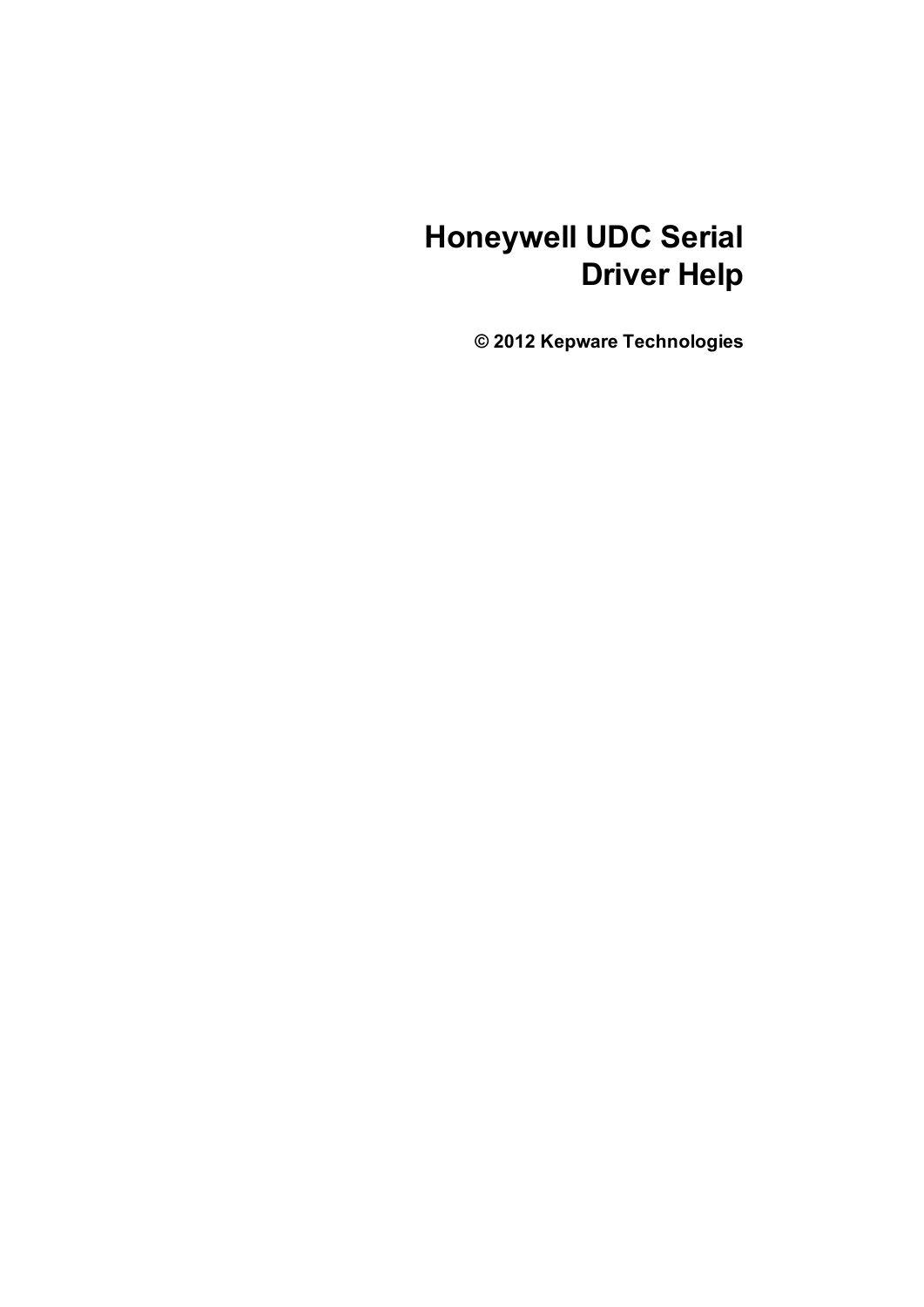# Honeywell UDC Serial Driver Help

**© 2012 Kepware Technologies**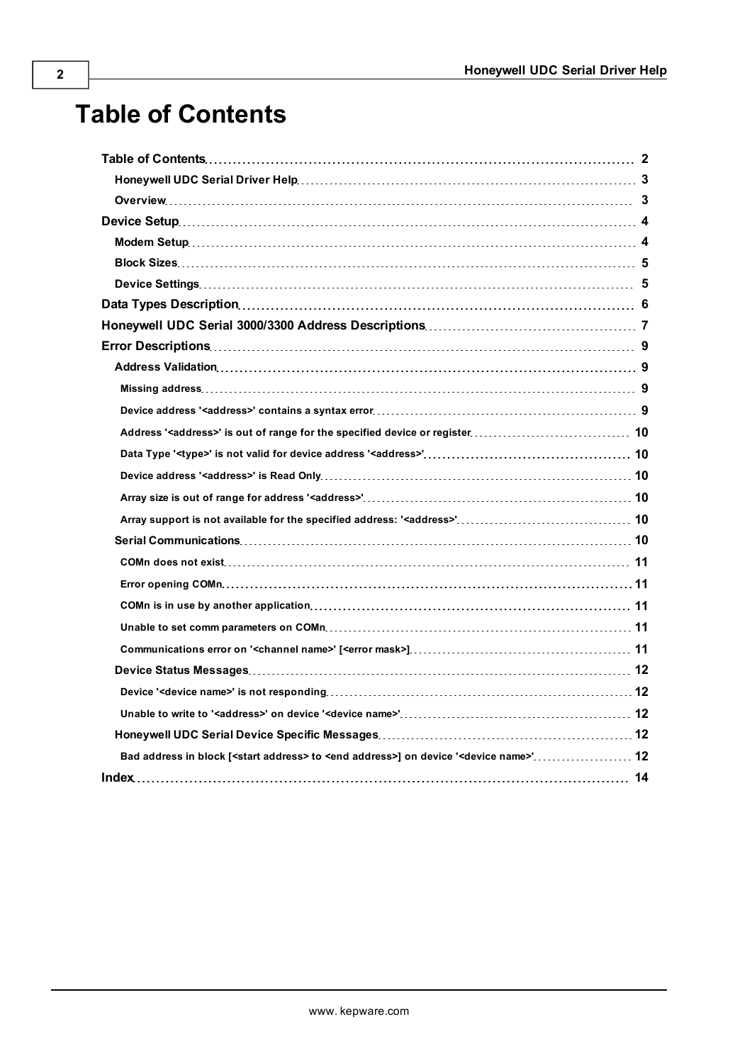# Table of Contents

- Table of Contents ... 2
  - Honeywell UDC Serial Driver Help ... 3
  - Overview ... 3
- Device Setup ... 4
  - Modem Setup ... 4
  - Block Sizes ... 5
  - Device Settings ... 5
- Data Types Description ... 6
- Honeywell UDC Serial 3000/3300 Address Descriptions ... 7
- Error Descriptions ... 9
  - Address Validation ... 9
    - Missing address ... 9
    - Device address '<address>' contains a syntax error ... 9
    - Address '<address>' is out of range for the specified device or register ... 10
    - Data Type '<type>' is not valid for device address '<address>' ... 10
    - Device address '<address>' is Read Only ... 10
    - Array size is out of range for address '<address>' ... 10
    - Array support is not available for the specified address: '<address>' ... 10
  - Serial Communications ... 10
    - COMn does not exist ... 11
    - Error opening COMn ... 11
    - COMn is in use by another application ... 11
    - Unable to set comm parameters on COMn ... 11
    - Communications error on '<channel name>' [<error mask>] ... 11
  - Device Status Messages ... 12
    - Device '<device name>' is not responding ... 12
    - Unable to write to '<address>' on device '<device name>' ... 12
  - Honeywell UDC Serial Device Specific Messages ... 12
    - Bad address in block [<start address> to <end address>] on device '<device name>' ... 12
- Index ... 14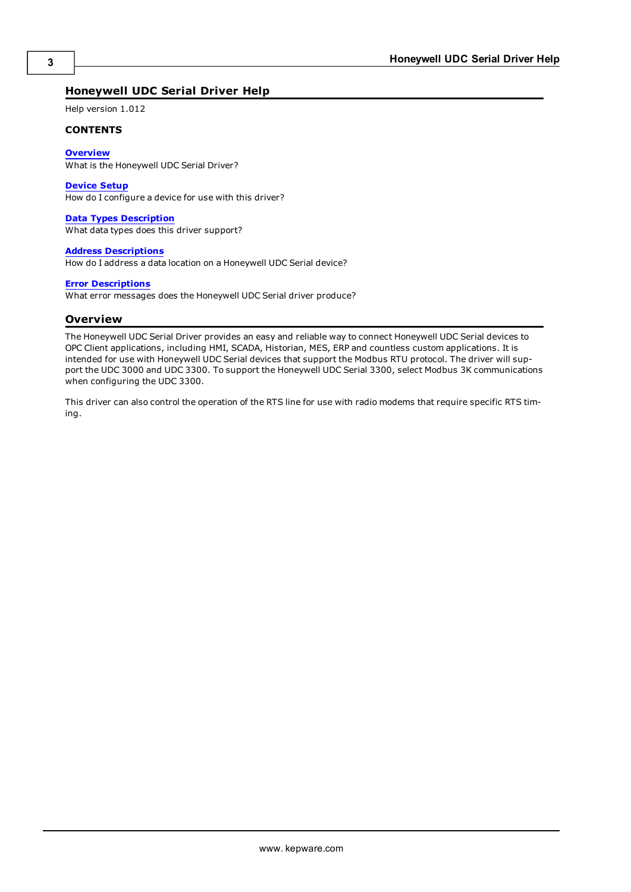# Honeywell UDC Serial Driver Help

Help version 1.012

**CONTENTS**

**Overview**
What is the Honeywell UDC Serial Driver?

**Device Setup**
How do I configure a device for use with this driver?

**Data Types Description**
What data types does this driver support?

**Address Descriptions**
How do I address a data location on a Honeywell UDC Serial device?

**Error Descriptions**
What error messages does the Honeywell UDC Serial driver produce?

## Overview

The Honeywell UDC Serial Driver provides an easy and reliable way to connect Honeywell UDC Serial devices to OPC Client applications, including HMI, SCADA, Historian, MES, ERP and countless custom applications. It is intended for use with Honeywell UDC Serial devices that support the Modbus RTU protocol. The driver will support the UDC 3000 and UDC 3300. To support the Honeywell UDC Serial 3300, select Modbus 3K communications when configuring the UDC 3300.

This driver can also control the operation of the RTS line for use with radio modems that require specific RTS timing.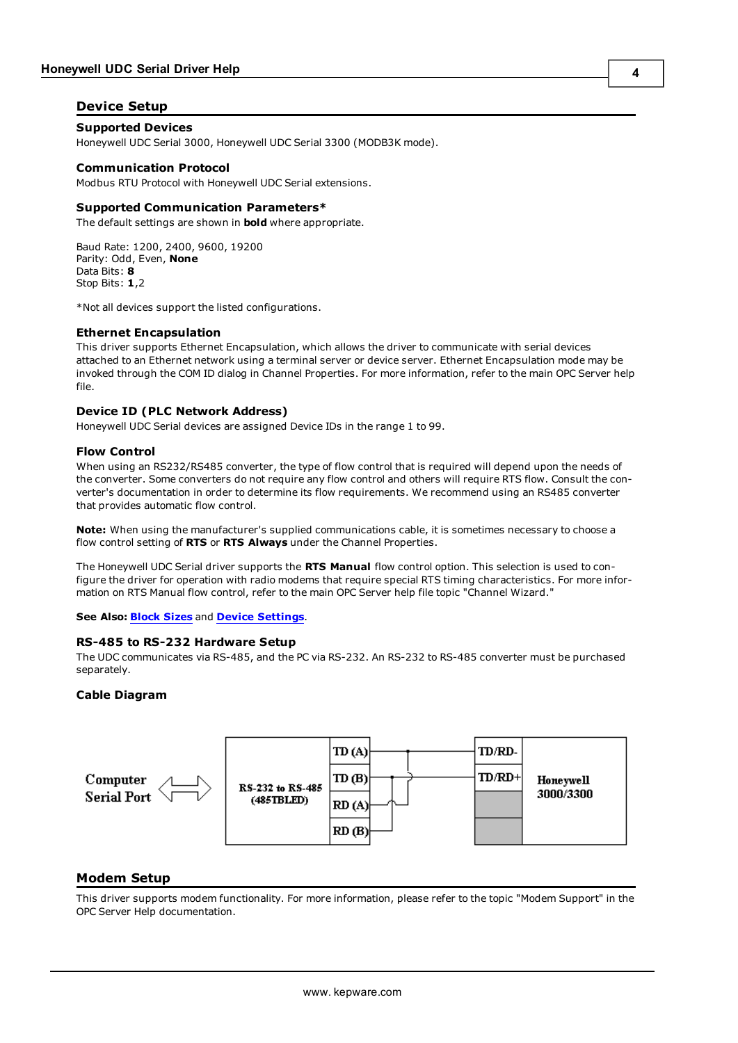## Device Setup

### Supported Devices

Honeywell UDC Serial 3000, Honeywell UDC Serial 3300 (MODB3K mode).

### Communication Protocol

Modbus RTU Protocol with Honeywell UDC Serial extensions.

### Supported Communication Parameters*

The default settings are shown in **bold** where appropriate.

Baud Rate: 1200, 2400, 9600, 19200
Parity: Odd, Even, **None**
Data Bits: **8**
Stop Bits: **1**,2

*Not all devices support the listed configurations.

### Ethernet Encapsulation

This driver supports Ethernet Encapsulation, which allows the driver to communicate with serial devices attached to an Ethernet network using a terminal server or device server. Ethernet Encapsulation mode may be invoked through the COM ID dialog in Channel Properties. For more information, refer to the main OPC Server help file.

### Device ID (PLC Network Address)

Honeywell UDC Serial devices are assigned Device IDs in the range 1 to 99.

### Flow Control

When using an RS232/RS485 converter, the type of flow control that is required will depend upon the needs of the converter. Some converters do not require any flow control and others will require RTS flow. Consult the converter's documentation in order to determine its flow requirements. We recommend using an RS485 converter that provides automatic flow control.

**Note:** When using the manufacturer's supplied communications cable, it is sometimes necessary to choose a flow control setting of **RTS** or **RTS Always** under the Channel Properties.

The Honeywell UDC Serial driver supports the **RTS Manual** flow control option. This selection is used to configure the driver for operation with radio modems that require special RTS timing characteristics. For more information on RTS Manual flow control, refer to the main OPC Server help file topic "Channel Wizard."

**See Also:** **Block Sizes** and **Device Settings**.

### RS-485 to RS-232 Hardware Setup

The UDC communicates via RS-485, and the PC via RS-232. An RS-232 to RS-485 converter must be purchased separately.

### Cable Diagram

Computer Serial Port ⟷ RS-232 to RS-485 (485TBLED): TD (A), TD (B), RD (A), RD (B) — Honeywell 3000/3300: TD/RD-, TD/RD+

## Modem Setup

This driver supports modem functionality. For more information, please refer to the topic "Modem Support" in the OPC Server Help documentation.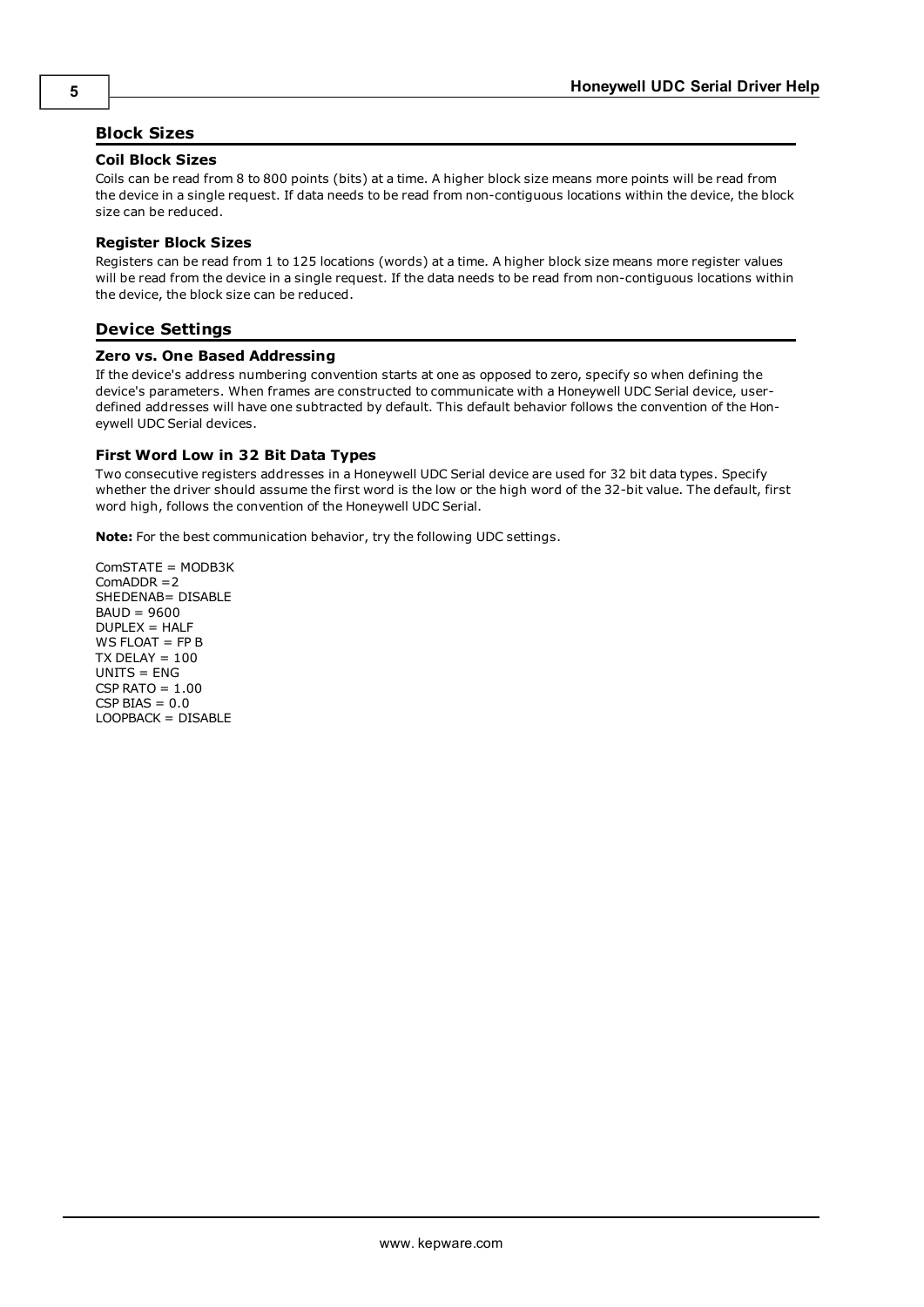## Block Sizes

### Coil Block Sizes

Coils can be read from 8 to 800 points (bits) at a time. A higher block size means more points will be read from the device in a single request. If data needs to be read from non-contiguous locations within the device, the block size can be reduced.

### Register Block Sizes

Registers can be read from 1 to 125 locations (words) at a time. A higher block size means more register values will be read from the device in a single request. If the data needs to be read from non-contiguous locations within the device, the block size can be reduced.

## Device Settings

### Zero vs. One Based Addressing

If the device's address numbering convention starts at one as opposed to zero, specify so when defining the device's parameters. When frames are constructed to communicate with a Honeywell UDC Serial device, user-defined addresses will have one subtracted by default. This default behavior follows the convention of the Honeywell UDC Serial devices.

### First Word Low in 32 Bit Data Types

Two consecutive registers addresses in a Honeywell UDC Serial device are used for 32 bit data types. Specify whether the driver should assume the first word is the low or the high word of the 32-bit value. The default, first word high, follows the convention of the Honeywell UDC Serial.

**Note:** For the best communication behavior, try the following UDC settings.

ComSTATE = MODB3K
ComADDR =2
SHEDENAB= DISABLE
BAUD = 9600
DUPLEX = HALF
WS FLOAT = FP B
TX DELAY = 100
UNITS = ENG
CSP RATO = 1.00
CSP BIAS = 0.0
LOOPBACK = DISABLE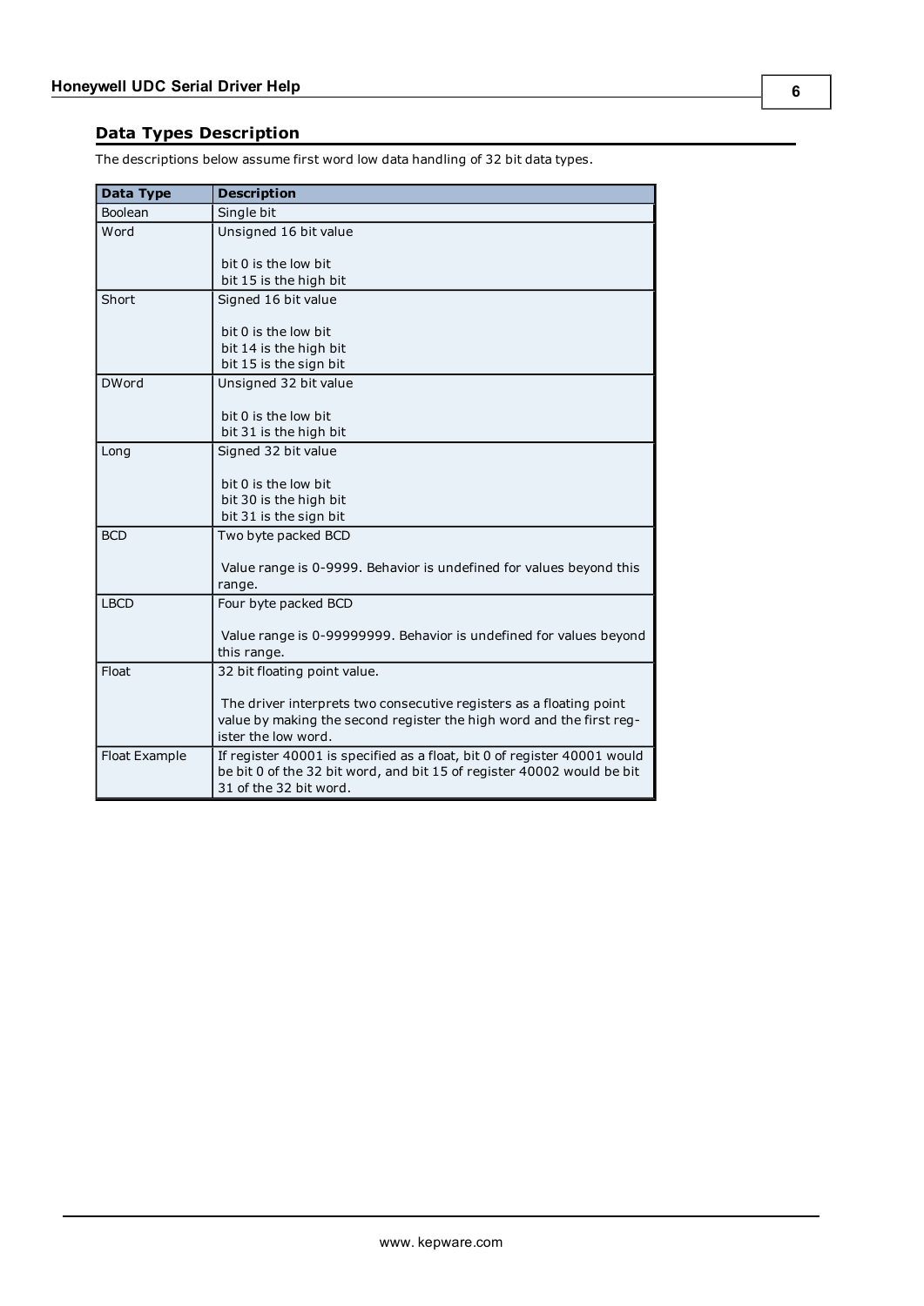## Data Types Description

The descriptions below assume first word low data handling of 32 bit data types.

| Data Type | Description |
|---|---|
| Boolean | Single bit |
| Word | Unsigned 16 bit value<br><br>bit 0 is the low bit<br>bit 15 is the high bit |
| Short | Signed 16 bit value<br><br>bit 0 is the low bit<br>bit 14 is the high bit<br>bit 15 is the sign bit |
| DWord | Unsigned 32 bit value<br><br>bit 0 is the low bit<br>bit 31 is the high bit |
| Long | Signed 32 bit value<br><br>bit 0 is the low bit<br>bit 30 is the high bit<br>bit 31 is the sign bit |
| BCD | Two byte packed BCD<br><br>Value range is 0-9999. Behavior is undefined for values beyond this range. |
| LBCD | Four byte packed BCD<br><br>Value range is 0-99999999. Behavior is undefined for values beyond this range. |
| Float | 32 bit floating point value.<br><br>The driver interprets two consecutive registers as a floating point value by making the second register the high word and the first register the low word. |
| Float Example | If register 40001 is specified as a float, bit 0 of register 40001 would be bit 0 of the 32 bit word, and bit 15 of register 40002 would be bit 31 of the 32 bit word. |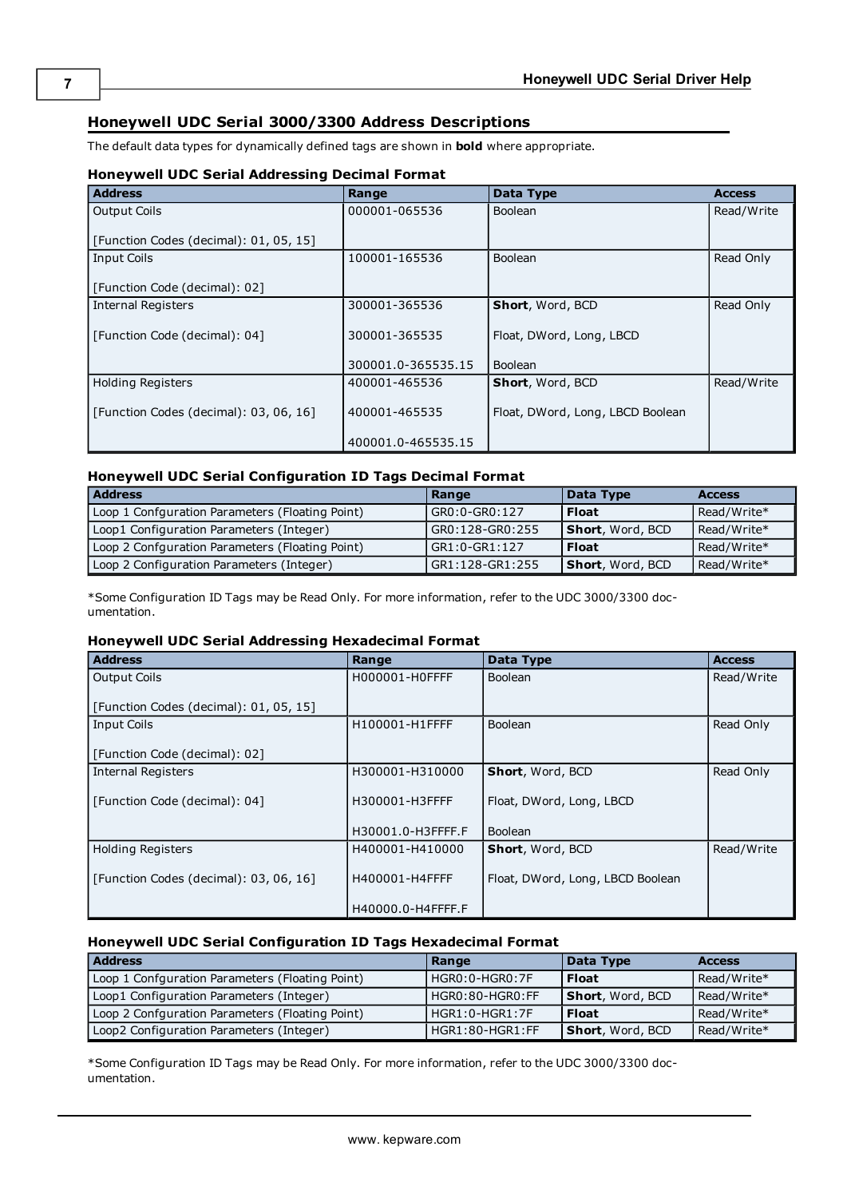## Honeywell UDC Serial 3000/3300 Address Descriptions

The default data types for dynamically defined tags are shown in **bold** where appropriate.

### Honeywell UDC Serial Addressing Decimal Format

| Address | Range | Data Type | Access |
|---|---|---|---|
| Output Coils<br><br>[Function Codes (decimal): 01, 05, 15] | 000001-065536 | Boolean | Read/Write |
| Input Coils<br><br>[Function Code (decimal): 02] | 100001-165536 | Boolean | Read Only |
| Internal Registers<br><br>[Function Code (decimal): 04] | 300001-365536<br><br>300001-365535<br><br>300001.0-365535.15 | **Short**, Word, BCD<br><br>Float, DWord, Long, LBCD<br><br>Boolean | Read Only |
| Holding Registers<br><br>[Function Codes (decimal): 03, 06, 16] | 400001-465536<br><br>400001-465535<br><br>400001.0-465535.15 | **Short**, Word, BCD<br><br>Float, DWord, Long, LBCD Boolean | Read/Write |

### Honeywell UDC Serial Configuration ID Tags Decimal Format

| Address | Range | Data Type | Access |
|---|---|---|---|
| Loop 1 Confguration Parameters (Floating Point) | GR0:0-GR0:127 | **Float** | Read/Write* |
| Loop1 Configuration Parameters (Integer) | GR0:128-GR0:255 | **Short**, Word, BCD | Read/Write* |
| Loop 2 Confguration Parameters (Floating Point) | GR1:0-GR1:127 | **Float** | Read/Write* |
| Loop 2 Configuration Parameters (Integer) | GR1:128-GR1:255 | **Short**, Word, BCD | Read/Write* |

*Some Configuration ID Tags may be Read Only. For more information, refer to the UDC 3000/3300 documentation.

### Honeywell UDC Serial Addressing Hexadecimal Format

| Address | Range | Data Type | Access |
|---|---|---|---|
| Output Coils<br><br>[Function Codes (decimal): 01, 05, 15] | H000001-H0FFFF | Boolean | Read/Write |
| Input Coils<br><br>[Function Code (decimal): 02] | H100001-H1FFFF | Boolean | Read Only |
| Internal Registers<br><br>[Function Code (decimal): 04] | H300001-H310000<br><br>H300001-H3FFFF<br><br>H30001.0-H3FFFF.F | **Short**, Word, BCD<br><br>Float, DWord, Long, LBCD<br><br>Boolean | Read Only |
| Holding Registers<br><br>[Function Codes (decimal): 03, 06, 16] | H400001-H410000<br><br>H400001-H4FFFF<br><br>H40000.0-H4FFFF.F | **Short**, Word, BCD<br><br>Float, DWord, Long, LBCD Boolean | Read/Write |

### Honeywell UDC Serial Configuration ID Tags Hexadecimal Format

| Address | Range | Data Type | Access |
|---|---|---|---|
| Loop 1 Confguration Parameters (Floating Point) | HGR0:0-HGR0:7F | **Float** | Read/Write* |
| Loop1 Configuration Parameters (Integer) | HGR0:80-HGR0:FF | **Short**, Word, BCD | Read/Write* |
| Loop 2 Confguration Parameters (Floating Point) | HGR1:0-HGR1:7F | **Float** | Read/Write* |
| Loop2 Configuration Parameters (Integer) | HGR1:80-HGR1:FF | **Short**, Word, BCD | Read/Write* |

*Some Configuration ID Tags may be Read Only. For more information, refer to the UDC 3000/3300 documentation.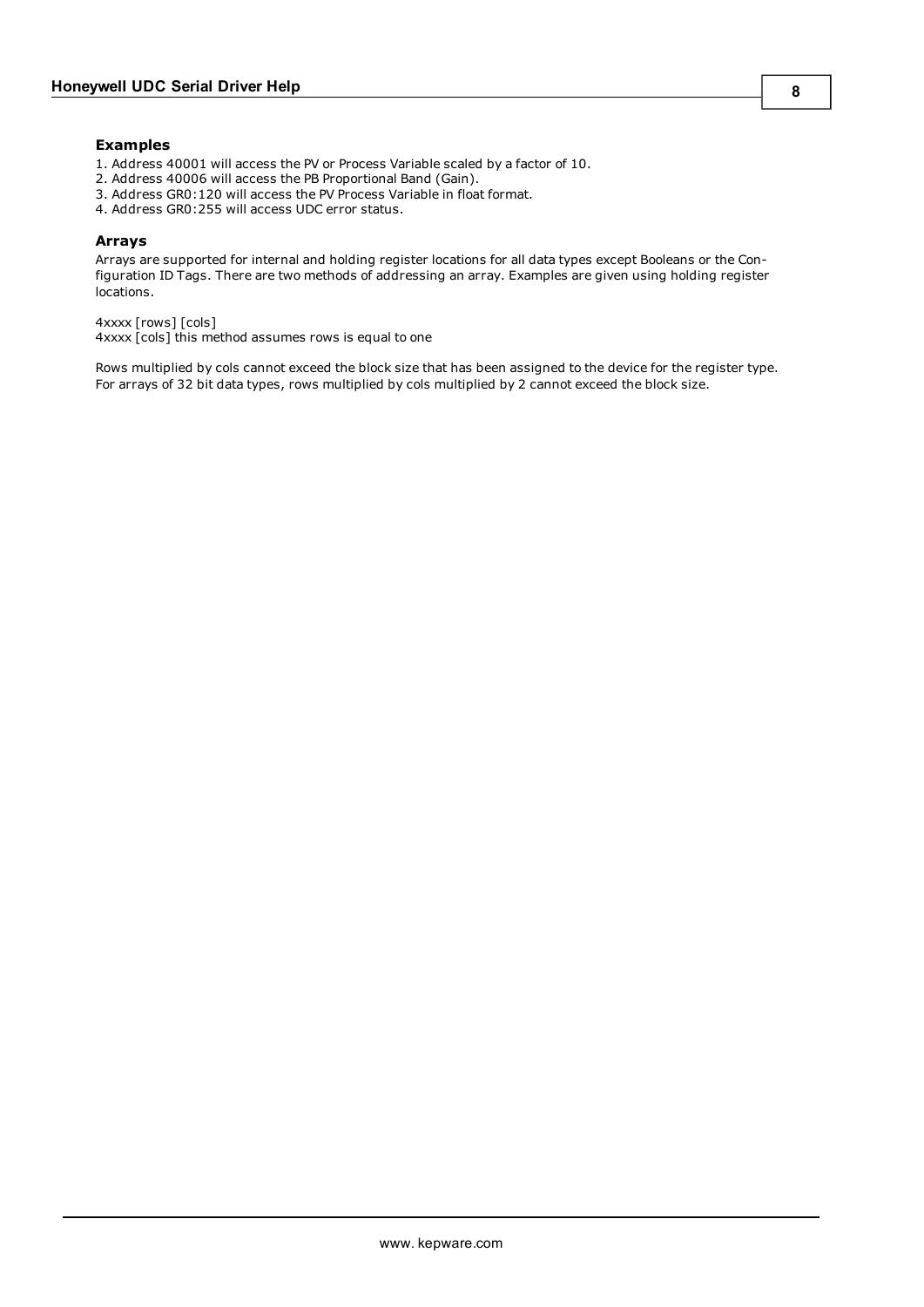### Examples

1. Address 40001 will access the PV or Process Variable scaled by a factor of 10.
2. Address 40006 will access the PB Proportional Band (Gain).
3. Address GR0:120 will access the PV Process Variable in float format.
4. Address GR0:255 will access UDC error status.

### Arrays

Arrays are supported for internal and holding register locations for all data types except Booleans or the Configuration ID Tags. There are two methods of addressing an array. Examples are given using holding register locations.

4xxxx [rows] [cols]
4xxxx [cols] this method assumes rows is equal to one

Rows multiplied by cols cannot exceed the block size that has been assigned to the device for the register type. For arrays of 32 bit data types, rows multiplied by cols multiplied by 2 cannot exceed the block size.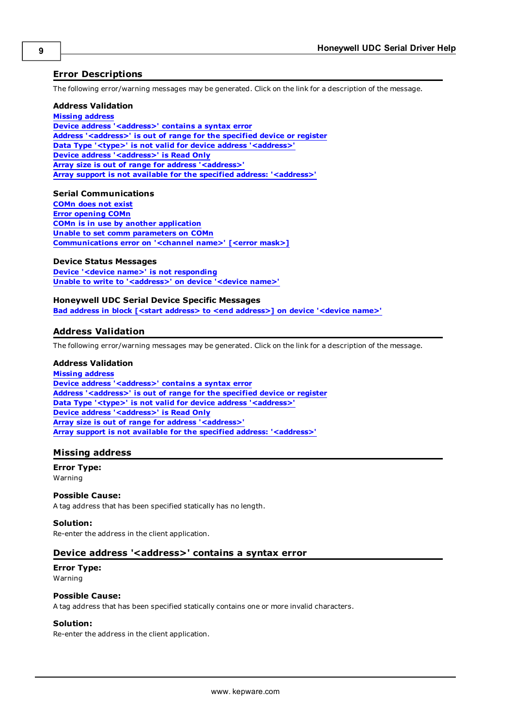## Error Descriptions

The following error/warning messages may be generated. Click on the link for a description of the message.

### Address Validation

Missing address
Device address '<address>' contains a syntax error
Address '<address>' is out of range for the specified device or register
Data Type '<type>' is not valid for device address '<address>'
Device address '<address>' is Read Only
Array size is out of range for address '<address>'
Array support is not available for the specified address: '<address>'

### Serial Communications

COMn does not exist
Error opening COMn
COMn is in use by another application
Unable to set comm parameters on COMn
Communications error on '<channel name>' [<error mask>]

### Device Status Messages

Device '<device name>' is not responding
Unable to write to '<address>' on device '<device name>'

### Honeywell UDC Serial Device Specific Messages

Bad address in block [<start address> to <end address>] on device '<device name>'

## Address Validation

The following error/warning messages may be generated. Click on the link for a description of the message.

### Address Validation

Missing address
Device address '<address>' contains a syntax error
Address '<address>' is out of range for the specified device or register
Data Type '<type>' is not valid for device address '<address>'
Device address '<address>' is Read Only
Array size is out of range for address '<address>'
Array support is not available for the specified address: '<address>'

## Missing address

**Error Type:**
Warning

**Possible Cause:**
A tag address that has been specified statically has no length.

**Solution:**
Re-enter the address in the client application.

## Device address '<address>' contains a syntax error

**Error Type:**
Warning

**Possible Cause:**
A tag address that has been specified statically contains one or more invalid characters.

**Solution:**
Re-enter the address in the client application.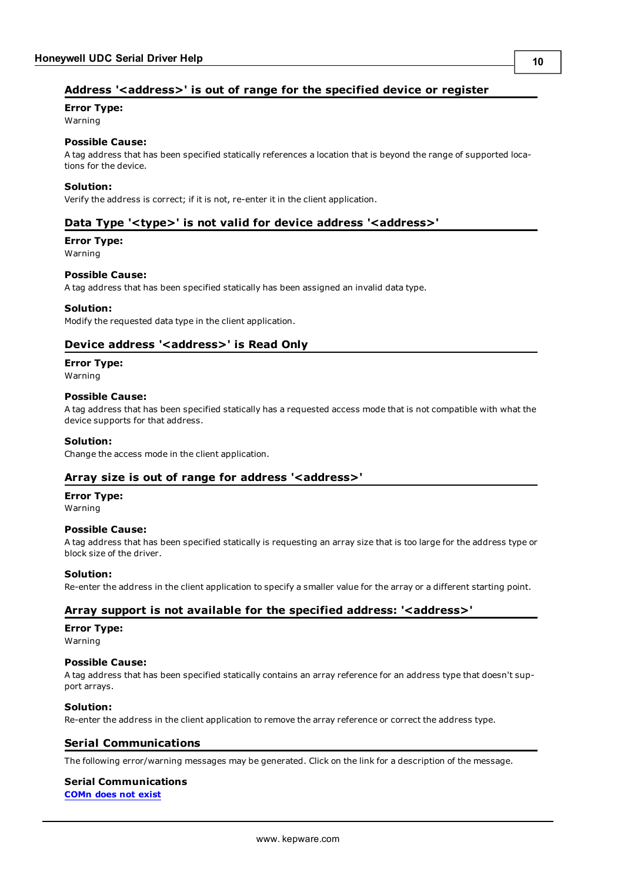## Address '<address>' is out of range for the specified device or register

**Error Type:**
Warning

**Possible Cause:**
A tag address that has been specified statically references a location that is beyond the range of supported locations for the device.

**Solution:**
Verify the address is correct; if it is not, re-enter it in the client application.

## Data Type '<type>' is not valid for device address '<address>'

**Error Type:**
Warning

**Possible Cause:**
A tag address that has been specified statically has been assigned an invalid data type.

**Solution:**
Modify the requested data type in the client application.

## Device address '<address>' is Read Only

**Error Type:**
Warning

**Possible Cause:**
A tag address that has been specified statically has a requested access mode that is not compatible with what the device supports for that address.

**Solution:**
Change the access mode in the client application.

## Array size is out of range for address '<address>'

**Error Type:**
Warning

**Possible Cause:**
A tag address that has been specified statically is requesting an array size that is too large for the address type or block size of the driver.

**Solution:**
Re-enter the address in the client application to specify a smaller value for the array or a different starting point.

## Array support is not available for the specified address: '<address>'

**Error Type:**
Warning

**Possible Cause:**
A tag address that has been specified statically contains an array reference for an address type that doesn't support arrays.

**Solution:**
Re-enter the address in the client application to remove the array reference or correct the address type.

## Serial Communications

The following error/warning messages may be generated. Click on the link for a description of the message.

**Serial Communications**
**COMn does not exist**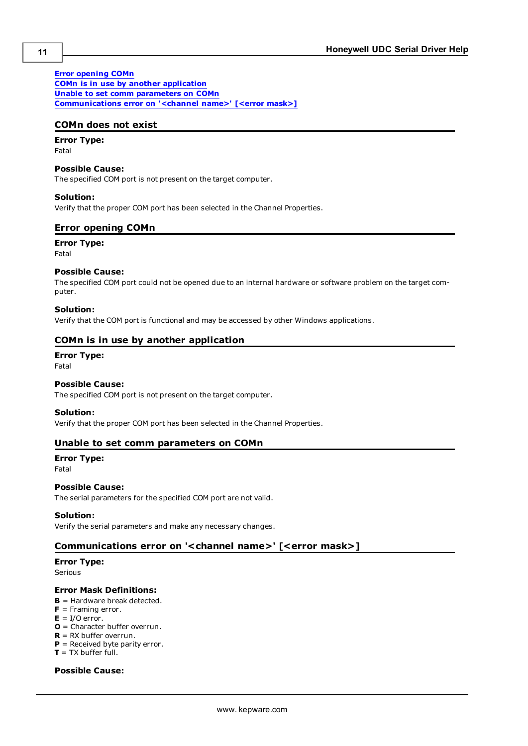[Error opening COMn](#)
[COMn is in use by another application](#)
[Unable to set comm parameters on COMn](#)
[Communications error on '<channel name>' [<error mask>]](#)

## COMn does not exist

**Error Type:**
Fatal

**Possible Cause:**
The specified COM port is not present on the target computer.

**Solution:**
Verify that the proper COM port has been selected in the Channel Properties.

## Error opening COMn

**Error Type:**
Fatal

**Possible Cause:**
The specified COM port could not be opened due to an internal hardware or software problem on the target computer.

**Solution:**
Verify that the COM port is functional and may be accessed by other Windows applications.

## COMn is in use by another application

**Error Type:**
Fatal

**Possible Cause:**
The specified COM port is not present on the target computer.

**Solution:**
Verify that the proper COM port has been selected in the Channel Properties.

## Unable to set comm parameters on COMn

**Error Type:**
Fatal

**Possible Cause:**
The serial parameters for the specified COM port are not valid.

**Solution:**
Verify the serial parameters and make any necessary changes.

## Communications error on '<channel name>' [<error mask>]

**Error Type:**
Serious

**Error Mask Definitions:**
**B** = Hardware break detected.
**F** = Framing error.
**E** = I/O error.
**O** = Character buffer overrun.
**R** = RX buffer overrun.
**P** = Received byte parity error.
**T** = TX buffer full.

**Possible Cause:**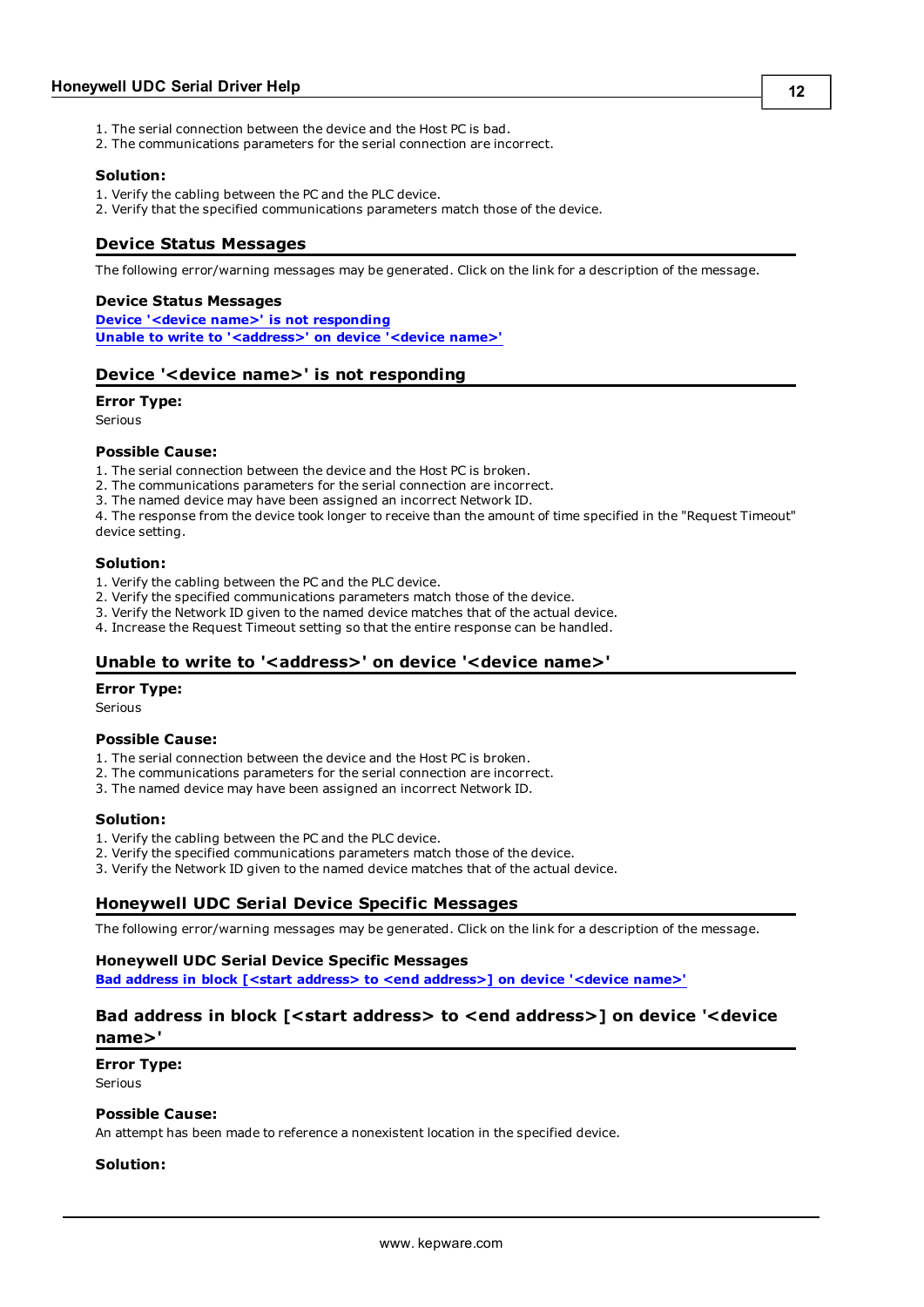1. The serial connection between the device and the Host PC is bad.
2. The communications parameters for the serial connection are incorrect.

**Solution:**

1. Verify the cabling between the PC and the PLC device.
2. Verify that the specified communications parameters match those of the device.

## Device Status Messages

The following error/warning messages may be generated. Click on the link for a description of the message.

**Device Status Messages**

**Device '<device name>' is not responding**
**Unable to write to '<address>' on device '<device name>'**

## Device '<device name>' is not responding

**Error Type:**
Serious

**Possible Cause:**

1. The serial connection between the device and the Host PC is broken.
2. The communications parameters for the serial connection are incorrect.
3. The named device may have been assigned an incorrect Network ID.
4. The response from the device took longer to receive than the amount of time specified in the "Request Timeout" device setting.

**Solution:**

1. Verify the cabling between the PC and the PLC device.
2. Verify the specified communications parameters match those of the device.
3. Verify the Network ID given to the named device matches that of the actual device.
4. Increase the Request Timeout setting so that the entire response can be handled.

## Unable to write to '<address>' on device '<device name>'

**Error Type:**
Serious

**Possible Cause:**

1. The serial connection between the device and the Host PC is broken.
2. The communications parameters for the serial connection are incorrect.
3. The named device may have been assigned an incorrect Network ID.

**Solution:**

1. Verify the cabling between the PC and the PLC device.
2. Verify the specified communications parameters match those of the device.
3. Verify the Network ID given to the named device matches that of the actual device.

## Honeywell UDC Serial Device Specific Messages

The following error/warning messages may be generated. Click on the link for a description of the message.

**Honeywell UDC Serial Device Specific Messages**

**Bad address in block [<start address> to <end address>] on device '<device name>'**

## Bad address in block [<start address> to <end address>] on device '<device name>'

**Error Type:**
Serious

**Possible Cause:**
An attempt has been made to reference a nonexistent location in the specified device.

**Solution:**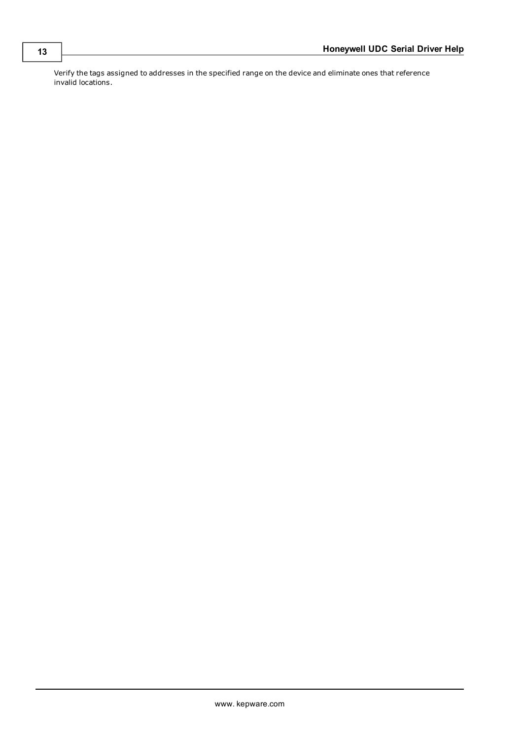Verify the tags assigned to addresses in the specified range on the device and eliminate ones that reference invalid locations.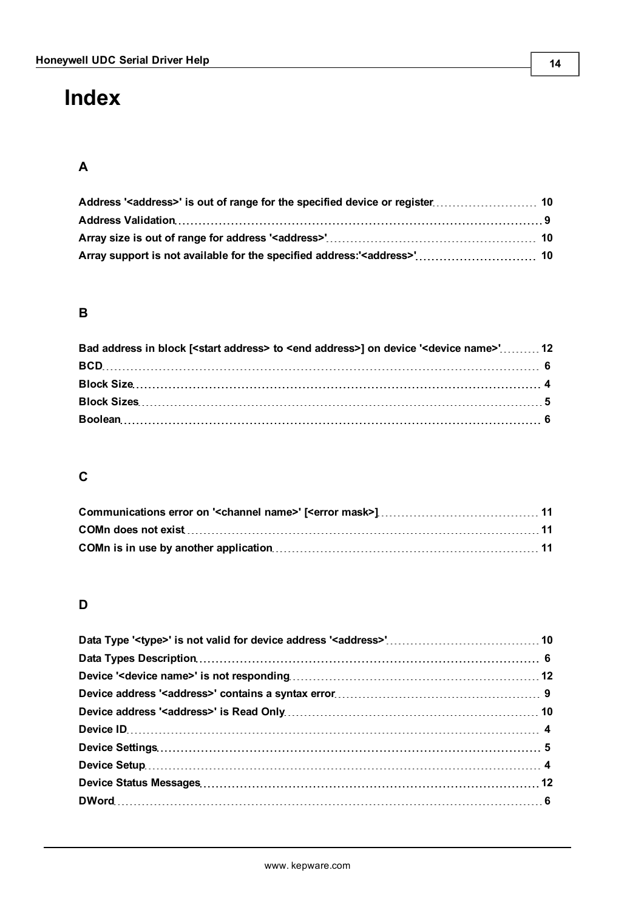# Index

## A

Address '<address>' is out of range for the specified device or register ........ 10
Address Validation ........ 9
Array size is out of range for address '<address>' ........ 10
Array support is not available for the specified address:'<address>' ........ 10

## B

Bad address in block [<start address> to <end address>] on device '<device name>' ........ 12
BCD ........ 6
Block Size ........ 4
Block Sizes ........ 5
Boolean ........ 6

## C

Communications error on '<channel name>' [<error mask>] ........ 11
COMn does not exist ........ 11
COMn is in use by another application ........ 11

## D

Data Type '<type>' is not valid for device address '<address>' ........ 10
Data Types Description ........ 6
Device '<device name>' is not responding ........ 12
Device address '<address>' contains a syntax error ........ 9
Device address '<address>' is Read Only ........ 10
Device ID ........ 4
Device Settings ........ 5
Device Setup ........ 4
Device Status Messages ........ 12
DWord ........ 6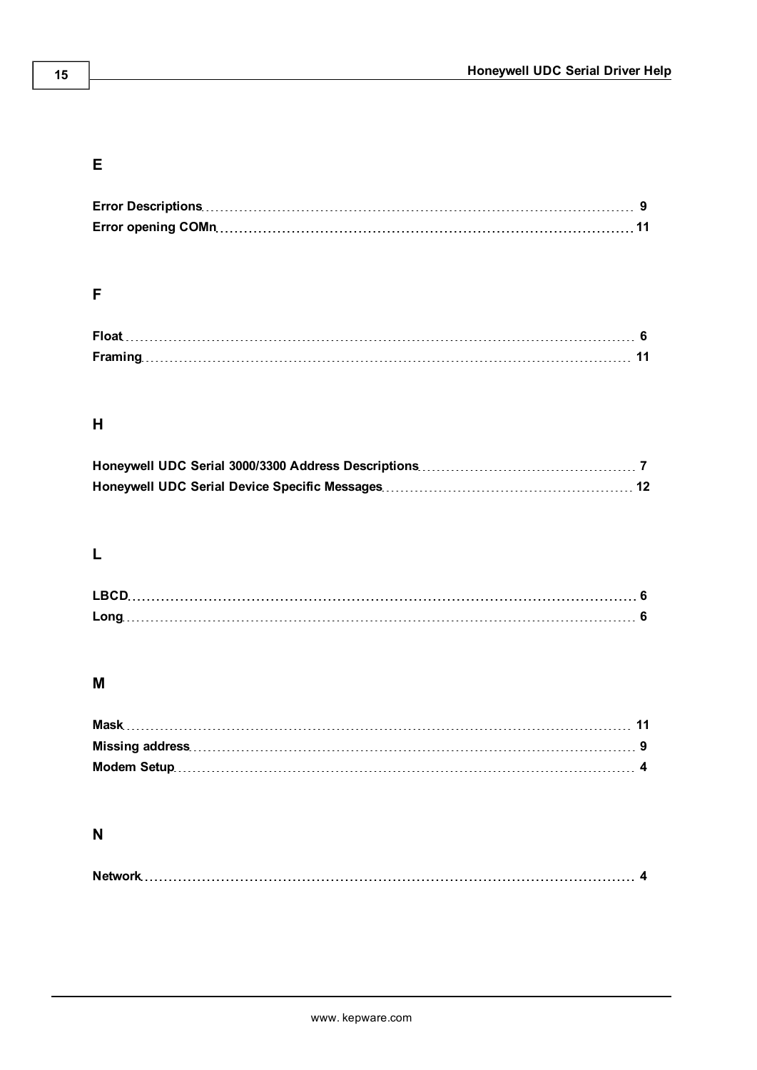## E

**Error Descriptions** 9
**Error opening COMn** 11

## F

**Float** 6
**Framing** 11

## H

**Honeywell UDC Serial 3000/3300 Address Descriptions** 7
**Honeywell UDC Serial Device Specific Messages** 12

## L

**LBCD** 6
**Long** 6

## M

**Mask** 11
**Missing address** 9
**Modem Setup** 4

## N

**Network** 4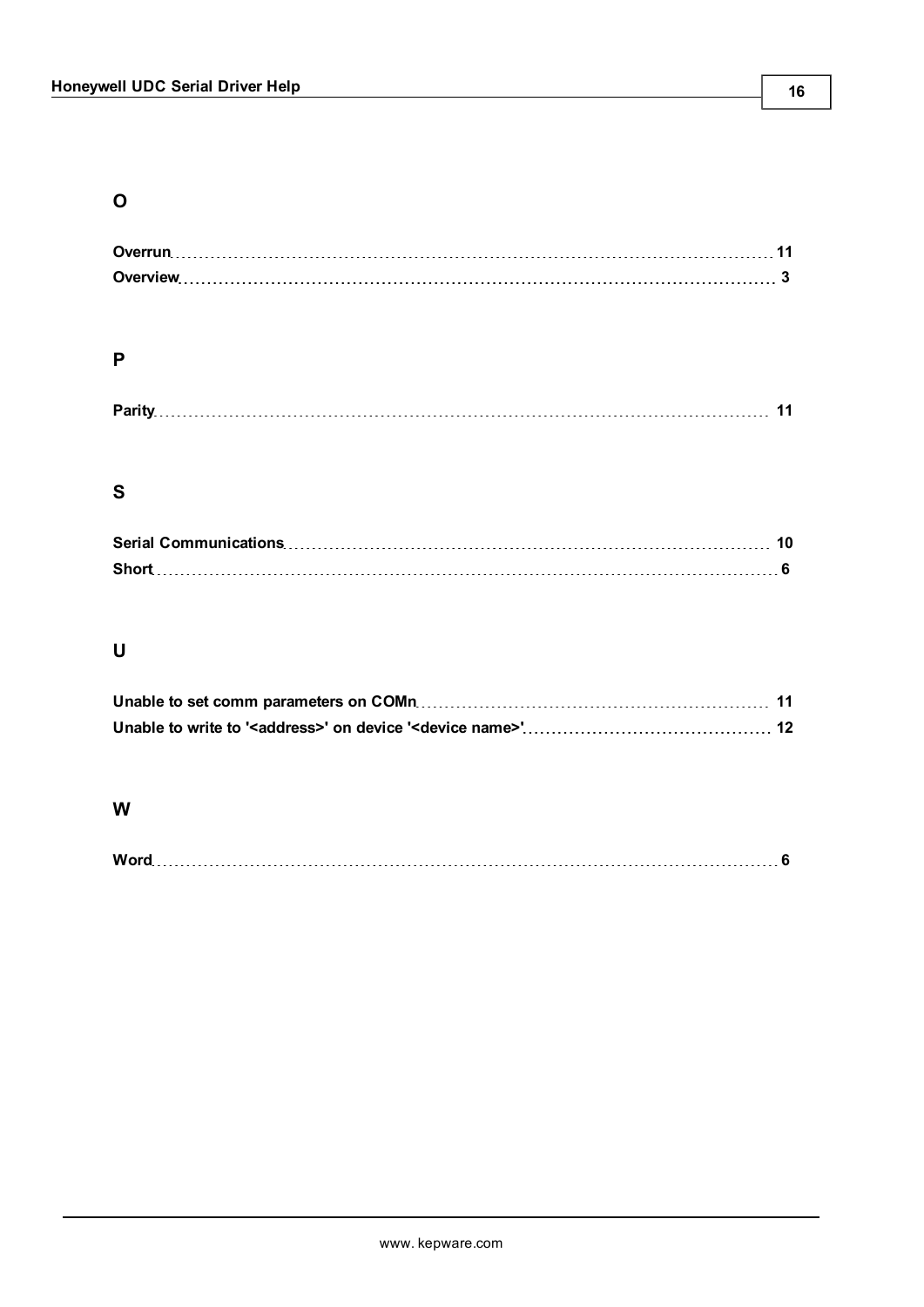## O

**Overrun** ........ 11
**Overview** ........ 3

## P

**Parity** ........ 11

## S

**Serial Communications** ........ 10
**Short** ........ 6

## U

**Unable to set comm parameters on COMn** ........ 11
**Unable to write to '<address>' on device '<device name>'** ........ 12

## W

**Word** ........ 6